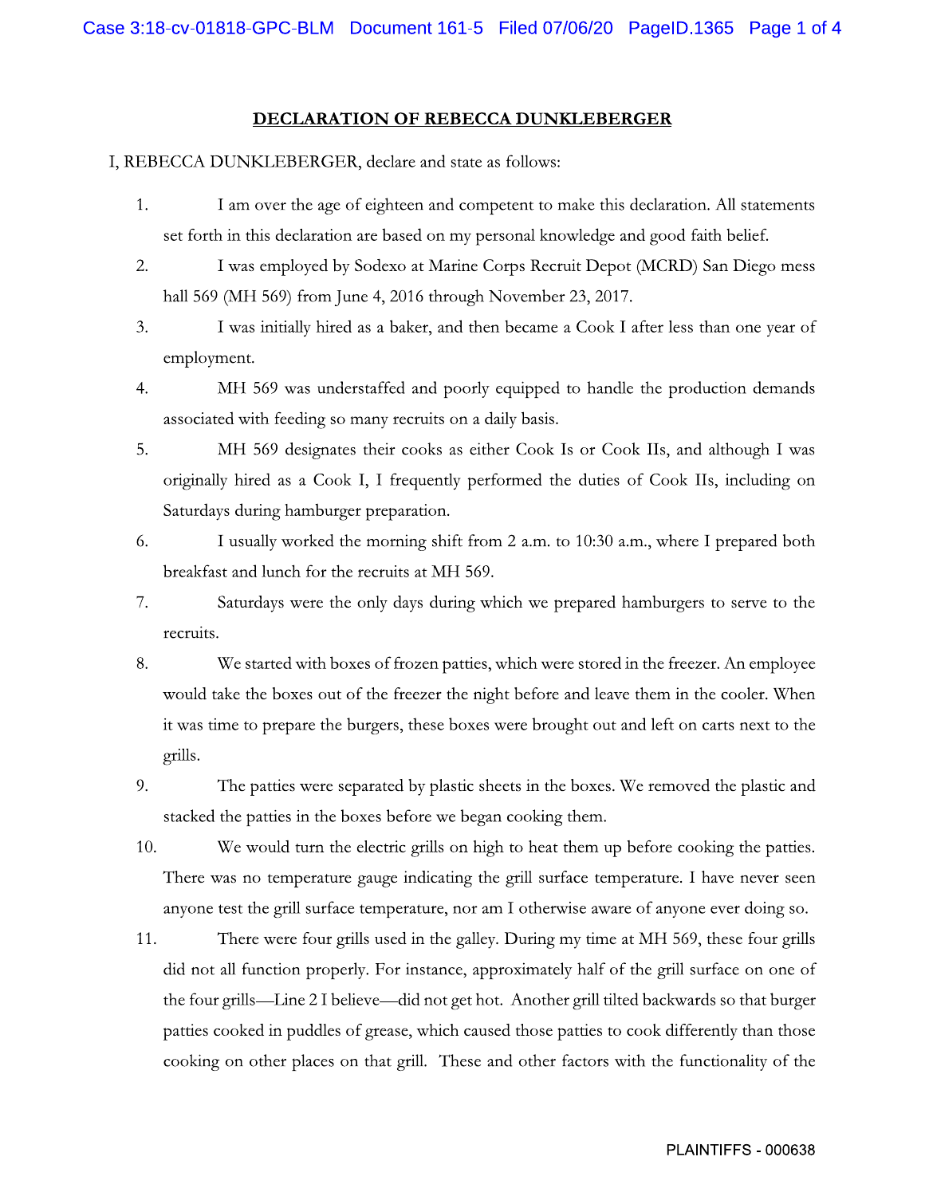## DECLARATION OF REBECCA DUNKLEBERGER

I, REBECCA DUNKLEBERGER, declare and state as follows:

1. I am over the age of eighteen and competent to make this declaration. All statements set forth in this declaration are based on my personal knowledge and good faith belief.
2. I was employed by Sodexo at Marine Corps Recruit Depot (MCRD) San Diego mess hall 569 (MH 569) from June 4, 2016 through November 23, 2017.
3. I was initially hired as a baker, and then became a Cook I after less than one year of employment.
4. MH 569 was understaffed and poorly equipped to handle the production demands associated with feeding so many recruits on a daily basis.
5. MH 569 designates their cooks as either Cook Is or Cook IIs, and although I was originally hired as a Cook I, I frequently performed the duties of Cook IIs, including on Saturdays during hamburger preparation.
6. I usually worked the morning shift from 2 a.m. to 10:30 a.m., where I prepared both breakfast and lunch for the recruits at MH 569.
7. Saturdays were the only days during which we prepared hamburgers to serve to the recruits.
8. We started with boxes of frozen patties, which were stored in the freezer. An employee would take the boxes out of the freezer the night before and leave them in the cooler. When it was time to prepare the burgers, these boxes were brought out and left on carts next to the grills.
9. The patties were separated by plastic sheets in the boxes. We removed the plastic and stacked the patties in the boxes before we began cooking them.
10. We would turn the electric grills on high to heat them up before cooking the patties. There was no temperature gauge indicating the grill surface temperature. I have never seen anyone test the grill surface temperature, nor am I otherwise aware of anyone ever doing so.
11. There were four grills used in the galley. During my time at MH 569, these four grills did not all function properly. For instance, approximately half of the grill surface on one of the four grills—Line 2 I believe—did not get hot. Another grill tilted backwards so that burger patties cooked in puddles of grease, which caused those patties to cook differently than those cooking on other places on that grill. These and other factors with the functionality of the

PLAINTIFFS - 000638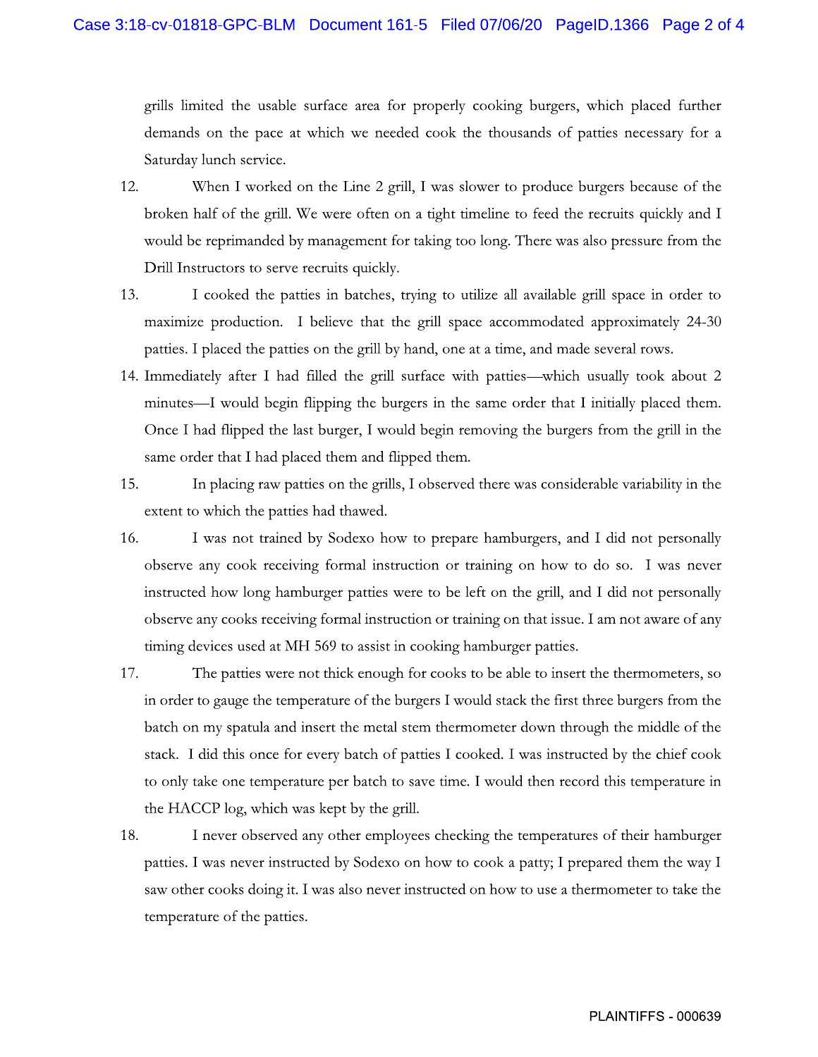grills limited the usable surface area for properly cooking burgers, which placed further demands on the pace at which we needed cook the thousands of patties necessary for a Saturday lunch service.

12. When I worked on the Line 2 grill, I was slower to produce burgers because of the broken half of the grill. We were often on a tight timeline to feed the recruits quickly and I would be reprimanded by management for taking too long. There was also pressure from the Drill Instructors to serve recruits quickly.

13. I cooked the patties in batches, trying to utilize all available grill space in order to maximize production. I believe that the grill space accommodated approximately 24-30 patties. I placed the patties on the grill by hand, one at a time, and made several rows.

14. Immediately after I had filled the grill surface with patties—which usually took about 2 minutes—I would begin flipping the burgers in the same order that I initially placed them. Once I had flipped the last burger, I would begin removing the burgers from the grill in the same order that I had placed them and flipped them.

15. In placing raw patties on the grills, I observed there was considerable variability in the extent to which the patties had thawed.

16. I was not trained by Sodexo how to prepare hamburgers, and I did not personally observe any cook receiving formal instruction or training on how to do so. I was never instructed how long hamburger patties were to be left on the grill, and I did not personally observe any cooks receiving formal instruction or training on that issue. I am not aware of any timing devices used at MH 569 to assist in cooking hamburger patties.

17. The patties were not thick enough for cooks to be able to insert the thermometers, so in order to gauge the temperature of the burgers I would stack the first three burgers from the batch on my spatula and insert the metal stem thermometer down through the middle of the stack. I did this once for every batch of patties I cooked. I was instructed by the chief cook to only take one temperature per batch to save time. I would then record this temperature in the HACCP log, which was kept by the grill.

18. I never observed any other employees checking the temperatures of their hamburger patties. I was never instructed by Sodexo on how to cook a patty; I prepared them the way I saw other cooks doing it. I was also never instructed on how to use a thermometer to take the temperature of the patties.

PLAINTIFFS - 000639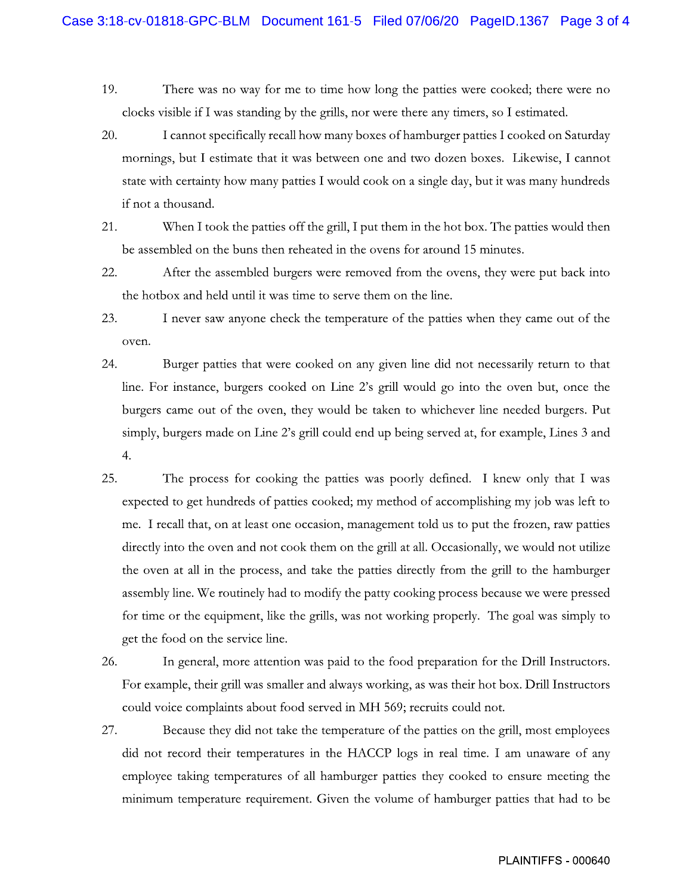19. There was no way for me to time how long the patties were cooked; there were no clocks visible if I was standing by the grills, nor were there any timers, so I estimated.

20. I cannot specifically recall how many boxes of hamburger patties I cooked on Saturday mornings, but I estimate that it was between one and two dozen boxes. Likewise, I cannot state with certainty how many patties I would cook on a single day, but it was many hundreds if not a thousand.

21. When I took the patties off the grill, I put them in the hot box. The patties would then be assembled on the buns then reheated in the ovens for around 15 minutes.

22. After the assembled burgers were removed from the ovens, they were put back into the hotbox and held until it was time to serve them on the line.

23. I never saw anyone check the temperature of the patties when they came out of the oven.

24. Burger patties that were cooked on any given line did not necessarily return to that line. For instance, burgers cooked on Line 2's grill would go into the oven but, once the burgers came out of the oven, they would be taken to whichever line needed burgers. Put simply, burgers made on Line 2's grill could end up being served at, for example, Lines 3 and 4.

25. The process for cooking the patties was poorly defined. I knew only that I was expected to get hundreds of patties cooked; my method of accomplishing my job was left to me. I recall that, on at least one occasion, management told us to put the frozen, raw patties directly into the oven and not cook them on the grill at all. Occasionally, we would not utilize the oven at all in the process, and take the patties directly from the grill to the hamburger assembly line. We routinely had to modify the patty cooking process because we were pressed for time or the equipment, like the grills, was not working properly. The goal was simply to get the food on the service line.

26. In general, more attention was paid to the food preparation for the Drill Instructors. For example, their grill was smaller and always working, as was their hot box. Drill Instructors could voice complaints about food served in MH 569; recruits could not.

27. Because they did not take the temperature of the patties on the grill, most employees did not record their temperatures in the HACCP logs in real time. I am unaware of any employee taking temperatures of all hamburger patties they cooked to ensure meeting the minimum temperature requirement. Given the volume of hamburger patties that had to be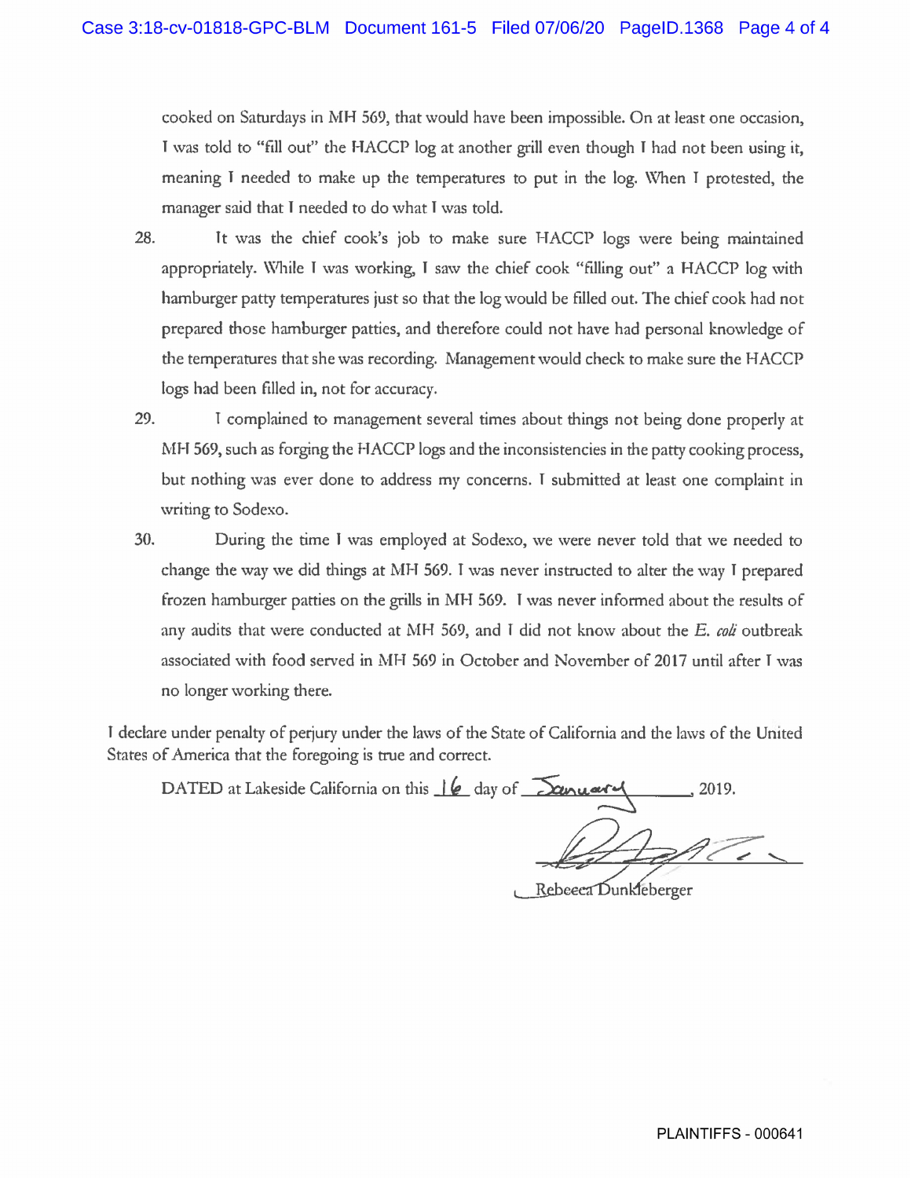cooked on Saturdays in MH 569, that would have been impossible. On at least one occasion, I was told to "fill out" the HACCP log at another grill even though I had not been using it, meaning I needed to make up the temperatures to put in the log. When I protested, the manager said that I needed to do what I was told.

28. It was the chief cook's job to make sure HACCP logs were being maintained appropriately. While I was working, I saw the chief cook "filling out" a HACCP log with hamburger patty temperatures just so that the log would be filled out. The chief cook had not prepared those hamburger patties, and therefore could not have had personal knowledge of the temperatures that she was recording. Management would check to make sure the HACCP logs had been filled in, not for accuracy.

29. I complained to management several times about things not being done properly at MH 569, such as forging the HACCP logs and the inconsistencies in the patty cooking process, but nothing was ever done to address my concerns. I submitted at least one complaint in writing to Sodexo.

30. During the time I was employed at Sodexo, we were never told that we needed to change the way we did things at MH 569. I was never instructed to alter the way I prepared frozen hamburger patties on the grills in MH 569. I was never informed about the results of any audits that were conducted at MH 569, and I did not know about the *E. coli* outbreak associated with food served in MH 569 in October and November of 2017 until after I was no longer working there.

I declare under penalty of perjury under the laws of the State of California and the laws of the United States of America that the foregoing is true and correct.

DATED at Lakeside California on this 16 day of January, 2019.

Rebecca Dunkleberger

PLAINTIFFS - 000641